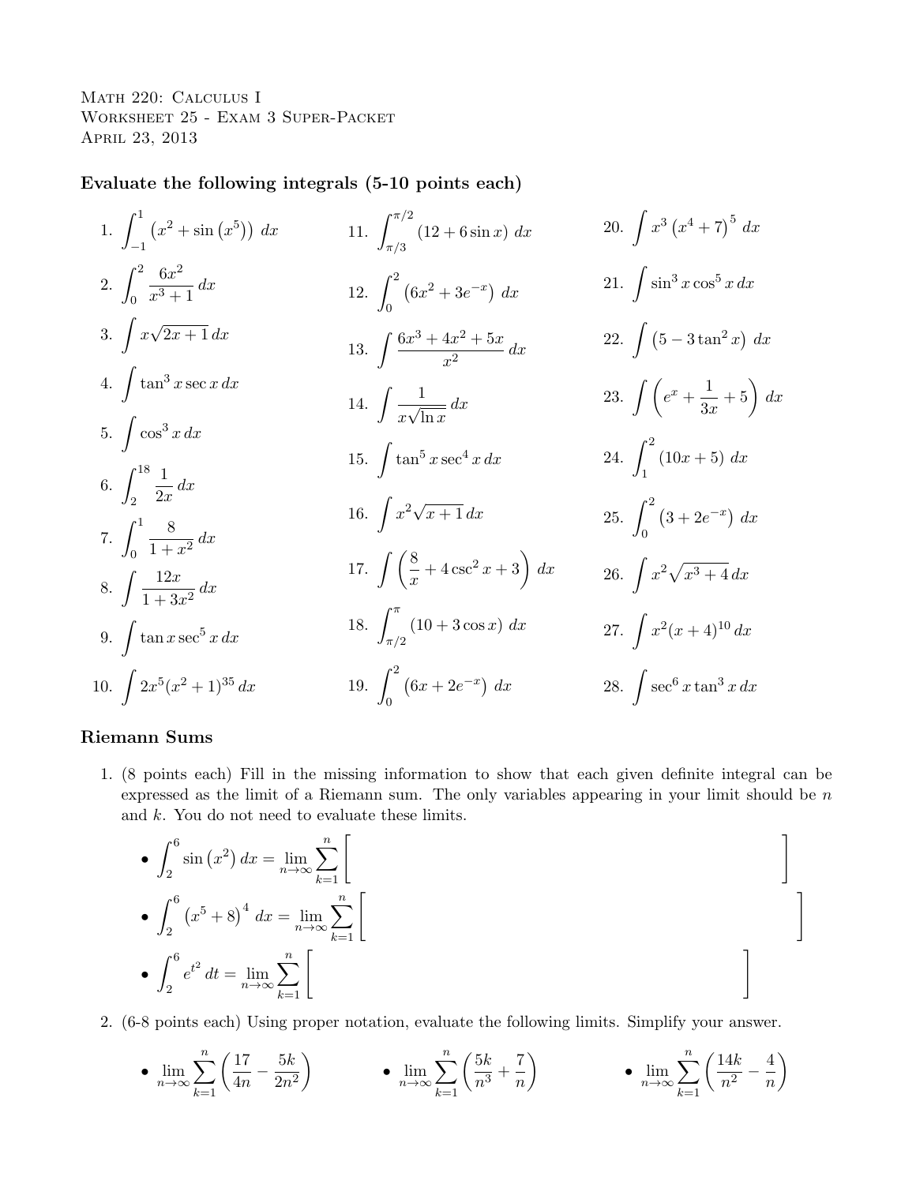Math 220: Calculus I
Worksheet 25 - Exam 3 Super-Packet
April 23, 2013

## Evaluate the following integrals (5-10 points each)

1. $\displaystyle\int_{-1}^{1} \left(x^2 + \sin\left(x^5\right)\right)\, dx$
2. $\displaystyle\int_{0}^{2} \frac{6x^2}{x^3+1}\, dx$
3. $\displaystyle\int x\sqrt{2x+1}\, dx$
4. $\displaystyle\int \tan^3 x \sec x\, dx$
5. $\displaystyle\int \cos^3 x\, dx$
6. $\displaystyle\int_{2}^{18} \frac{1}{2x}\, dx$
7. $\displaystyle\int_{0}^{1} \frac{8}{1+x^2}\, dx$
8. $\displaystyle\int \frac{12x}{1+3x^2}\, dx$
9. $\displaystyle\int \tan x \sec^5 x\, dx$
10. $\displaystyle\int 2x^5(x^2+1)^{35}\, dx$
11. $\displaystyle\int_{\pi/3}^{\pi/2} (12 + 6\sin x)\, dx$
12. $\displaystyle\int_{0}^{2} \left(6x^2 + 3e^{-x}\right)\, dx$
13. $\displaystyle\int \frac{6x^3+4x^2+5x}{x^2}\, dx$
14. $\displaystyle\int \frac{1}{x\sqrt{\ln x}}\, dx$
15. $\displaystyle\int \tan^5 x \sec^4 x\, dx$
16. $\displaystyle\int x^2\sqrt{x+1}\, dx$
17. $\displaystyle\int \left(\frac{8}{x} + 4\csc^2 x + 3\right)\, dx$
18. $\displaystyle\int_{\pi/2}^{\pi} (10 + 3\cos x)\, dx$
19. $\displaystyle\int_{0}^{2} \left(6x + 2e^{-x}\right)\, dx$
20. $\displaystyle\int x^3\left(x^4+7\right)^5\, dx$
21. $\displaystyle\int \sin^3 x \cos^5 x\, dx$
22. $\displaystyle\int \left(5 - 3\tan^2 x\right)\, dx$
23. $\displaystyle\int \left(e^x + \frac{1}{3x} + 5\right)\, dx$
24. $\displaystyle\int_{1}^{2} (10x+5)\, dx$
25. $\displaystyle\int_{0}^{2} \left(3 + 2e^{-x}\right)\, dx$
26. $\displaystyle\int x^2\sqrt{x^3+4}\, dx$
27. $\displaystyle\int x^2(x+4)^{10}\, dx$
28. $\displaystyle\int \sec^6 x \tan^3 x\, dx$

## Riemann Sums

1. (8 points each) Fill in the missing information to show that each given definite integral can be expressed as the limit of a Riemann sum. The only variables appearing in your limit should be $n$ and $k$. You do not need to evaluate these limits.

   - $\displaystyle\int_{2}^{6} \sin\left(x^2\right)\, dx = \lim_{n\to\infty} \sum_{k=1}^{n} \Bigg[ \qquad \Bigg]$
   - $\displaystyle\int_{2}^{6} \left(x^5+8\right)^4\, dx = \lim_{n\to\infty} \sum_{k=1}^{n} \Bigg[ \qquad \Bigg]$
   - $\displaystyle\int_{2}^{6} e^{t^2}\, dt = \lim_{n\to\infty} \sum_{k=1}^{n} \Bigg[ \qquad \Bigg]$

2. (6-8 points each) Using proper notation, evaluate the following limits. Simplify your answer.

   - $\displaystyle\lim_{n\to\infty} \sum_{k=1}^{n} \left(\frac{17}{4n} - \frac{5k}{2n^2}\right)$
   - $\displaystyle\lim_{n\to\infty} \sum_{k=1}^{n} \left(\frac{5k}{n^3} + \frac{7}{n}\right)$
   - $\displaystyle\lim_{n\to\infty} \sum_{k=1}^{n} \left(\frac{14k}{n^2} - \frac{4}{n}\right)$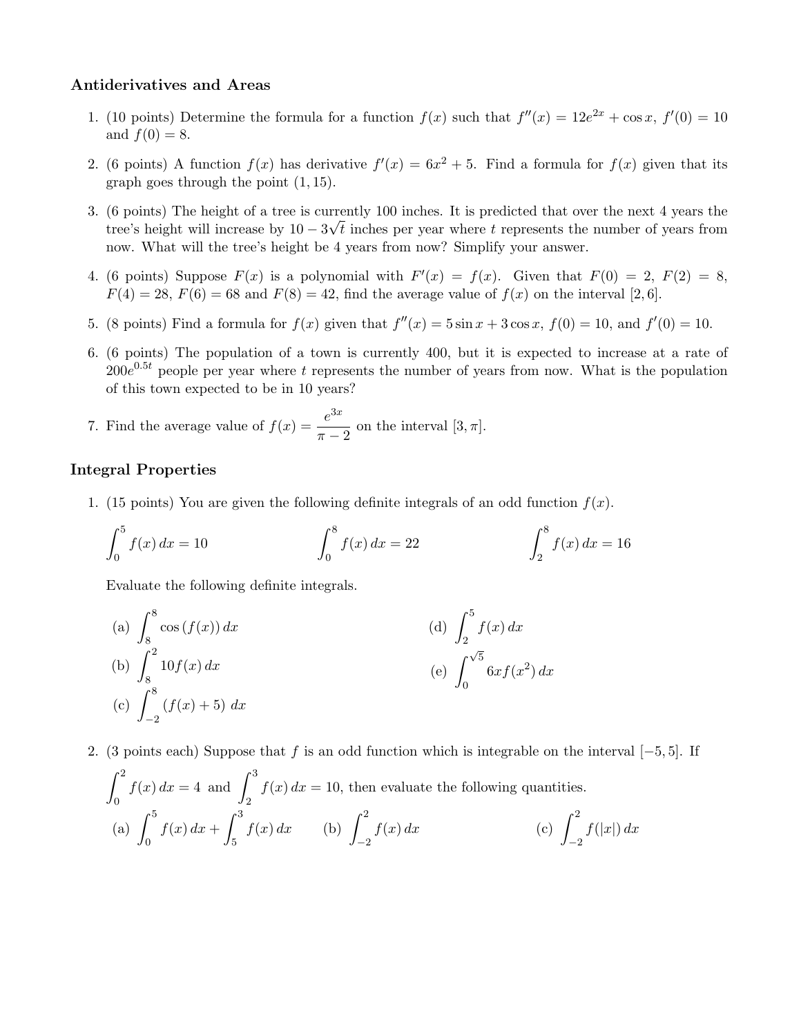## Antiderivatives and Areas

1. (10 points) Determine the formula for a function $f(x)$ such that $f''(x) = 12e^{2x} + \cos x$, $f'(0) = 10$ and $f(0) = 8$.

2. (6 points) A function $f(x)$ has derivative $f'(x) = 6x^2 + 5$. Find a formula for $f(x)$ given that its graph goes through the point $(1, 15)$.

3. (6 points) The height of a tree is currently 100 inches. It is predicted that over the next 4 years the tree's height will increase by $10 - 3\sqrt{t}$ inches per year where $t$ represents the number of years from now. What will the tree's height be 4 years from now? Simplify your answer.

4. (6 points) Suppose $F(x)$ is a polynomial with $F'(x) = f(x)$. Given that $F(0) = 2$, $F(2) = 8$, $F(4) = 28$, $F(6) = 68$ and $F(8) = 42$, find the average value of $f(x)$ on the interval $[2, 6]$.

5. (8 points) Find a formula for $f(x)$ given that $f''(x) = 5\sin x + 3\cos x$, $f(0) = 10$, and $f'(0) = 10$.

6. (6 points) The population of a town is currently 400, but it is expected to increase at a rate of $200e^{0.5t}$ people per year where $t$ represents the number of years from now. What is the population of this town expected to be in 10 years?

7. Find the average value of $f(x) = \dfrac{e^{3x}}{\pi - 2}$ on the interval $[3, \pi]$.

## Integral Properties

1. (15 points) You are given the following definite integrals of an odd function $f(x)$.

$$\int_0^5 f(x)\,dx = 10 \qquad \int_0^8 f(x)\,dx = 22 \qquad \int_2^8 f(x)\,dx = 16$$

Evaluate the following definite integrals.

(a) $\displaystyle\int_8^8 \cos(f(x))\,dx$

(b) $\displaystyle\int_8^2 10f(x)\,dx$

(c) $\displaystyle\int_{-2}^8 (f(x) + 5)\,dx$

(d) $\displaystyle\int_2^5 f(x)\,dx$

(e) $\displaystyle\int_0^{\sqrt{5}} 6xf(x^2)\,dx$

2. (3 points each) Suppose that $f$ is an odd function which is integrable on the interval $[-5, 5]$. If $\displaystyle\int_0^2 f(x)\,dx = 4$ and $\displaystyle\int_2^3 f(x)\,dx = 10$, then evaluate the following quantities.

(a) $\displaystyle\int_0^5 f(x)\,dx + \int_5^3 f(x)\,dx$

(b) $\displaystyle\int_{-2}^2 f(x)\,dx$

(c) $\displaystyle\int_{-2}^2 f(|x|)\,dx$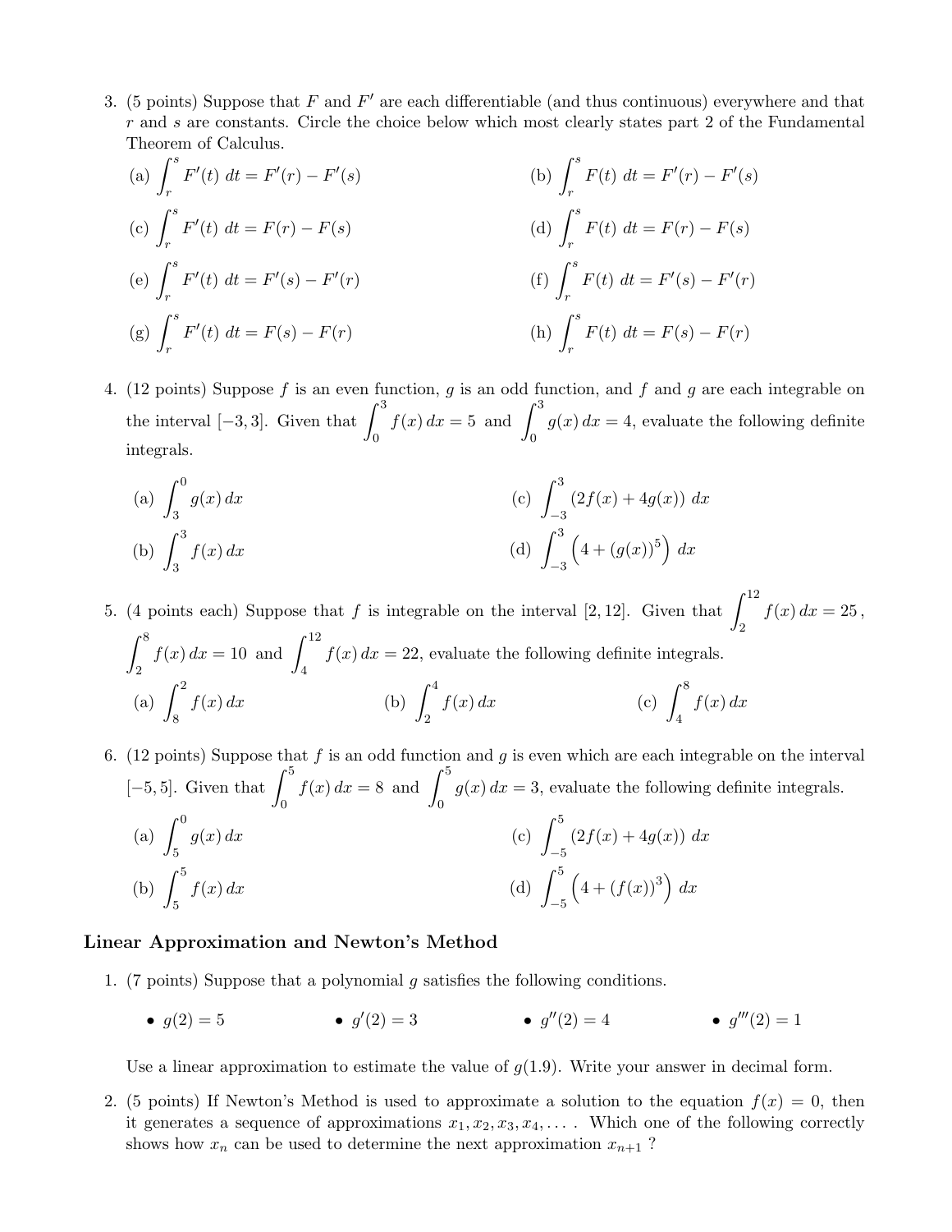3. (5 points) Suppose that $F$ and $F'$ are each differentiable (and thus continuous) everywhere and that $r$ and $s$ are constants. Circle the choice below which most clearly states part 2 of the Fundamental Theorem of Calculus.

(a) $\displaystyle\int_r^s F'(t)\,dt = F'(r) - F'(s)$

(b) $\displaystyle\int_r^s F(t)\,dt = F'(r) - F'(s)$

(c) $\displaystyle\int_r^s F'(t)\,dt = F(r) - F(s)$

(d) $\displaystyle\int_r^s F(t)\,dt = F(r) - F(s)$

(e) $\displaystyle\int_r^s F'(t)\,dt = F'(s) - F'(r)$

(f) $\displaystyle\int_r^s F(t)\,dt = F'(s) - F'(r)$

(g) $\displaystyle\int_r^s F'(t)\,dt = F(s) - F(r)$

(h) $\displaystyle\int_r^s F(t)\,dt = F(s) - F(r)$

4. (12 points) Suppose $f$ is an even function, $g$ is an odd function, and $f$ and $g$ are each integrable on the interval $[-3, 3]$. Given that $\displaystyle\int_0^3 f(x)\,dx = 5$ and $\displaystyle\int_0^3 g(x)\,dx = 4$, evaluate the following definite integrals.

(a) $\displaystyle\int_3^0 g(x)\,dx$

(b) $\displaystyle\int_3^3 f(x)\,dx$

(c) $\displaystyle\int_{-3}^3 (2f(x) + 4g(x))\,dx$

(d) $\displaystyle\int_{-3}^3 \left(4 + (g(x))^5\right)\,dx$

5. (4 points each) Suppose that $f$ is integrable on the interval $[2, 12]$. Given that $\displaystyle\int_2^{12} f(x)\,dx = 25$, $\displaystyle\int_2^8 f(x)\,dx = 10$ and $\displaystyle\int_4^{12} f(x)\,dx = 22$, evaluate the following definite integrals.

(a) $\displaystyle\int_8^2 f(x)\,dx$

(b) $\displaystyle\int_2^4 f(x)\,dx$

(c) $\displaystyle\int_4^8 f(x)\,dx$

6. (12 points) Suppose that $f$ is an odd function and $g$ is even which are each integrable on the interval $[-5, 5]$. Given that $\displaystyle\int_0^5 f(x)\,dx = 8$ and $\displaystyle\int_0^5 g(x)\,dx = 3$, evaluate the following definite integrals.

(a) $\displaystyle\int_5^0 g(x)\,dx$

(b) $\displaystyle\int_5^5 f(x)\,dx$

(c) $\displaystyle\int_{-5}^5 (2f(x) + 4g(x))\,dx$

(d) $\displaystyle\int_{-5}^5 \left(4 + (f(x))^3\right)\,dx$

## Linear Approximation and Newton's Method

1. (7 points) Suppose that a polynomial $g$ satisfies the following conditions.

- $g(2) = 5$
- $g'(2) = 3$
- $g''(2) = 4$
- $g'''(2) = 1$

Use a linear approximation to estimate the value of $g(1.9)$. Write your answer in decimal form.

2. (5 points) If Newton's Method is used to approximate a solution to the equation $f(x) = 0$, then it generates a sequence of approximations $x_1, x_2, x_3, x_4, \ldots$. Which one of the following correctly shows how $x_n$ can be used to determine the next approximation $x_{n+1}$ ?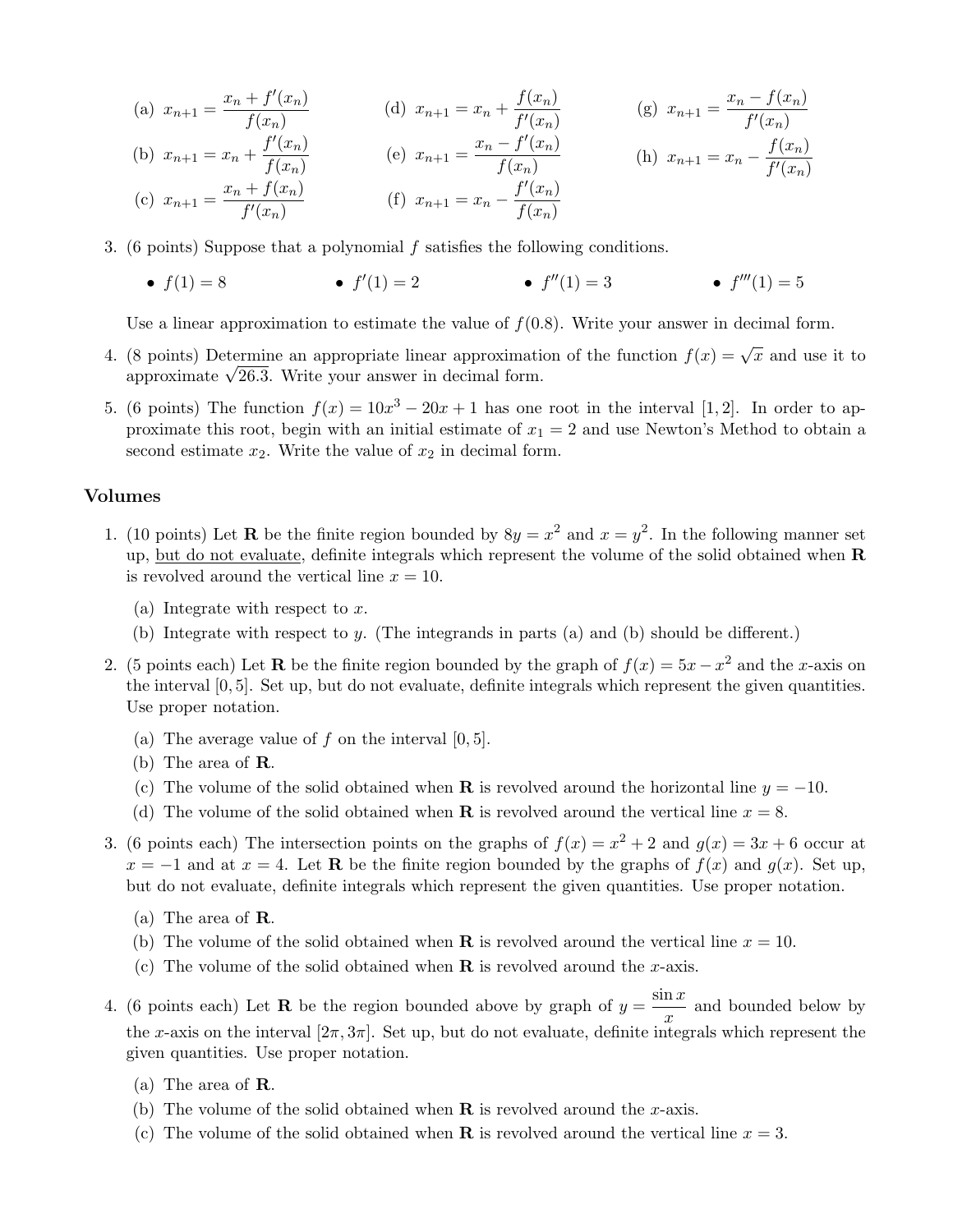(a) $x_{n+1} = \dfrac{x_n + f'(x_n)}{f(x_n)}$

(b) $x_{n+1} = x_n + \dfrac{f'(x_n)}{f(x_n)}$

(c) $x_{n+1} = \dfrac{x_n + f(x_n)}{f'(x_n)}$

(d) $x_{n+1} = x_n + \dfrac{f(x_n)}{f'(x_n)}$

(e) $x_{n+1} = \dfrac{x_n - f'(x_n)}{f(x_n)}$

(f) $x_{n+1} = x_n - \dfrac{f'(x_n)}{f(x_n)}$

(g) $x_{n+1} = \dfrac{x_n - f(x_n)}{f'(x_n)}$

(h) $x_{n+1} = x_n - \dfrac{f(x_n)}{f'(x_n)}$

3. (6 points) Suppose that a polynomial $f$ satisfies the following conditions.

   - $f(1) = 8$
   - $f'(1) = 2$
   - $f''(1) = 3$
   - $f'''(1) = 5$

   Use a linear approximation to estimate the value of $f(0.8)$. Write your answer in decimal form.

4. (8 points) Determine an appropriate linear approximation of the function $f(x) = \sqrt{x}$ and use it to approximate $\sqrt{26.3}$. Write your answer in decimal form.

5. (6 points) The function $f(x) = 10x^3 - 20x + 1$ has one root in the interval $[1, 2]$. In order to approximate this root, begin with an initial estimate of $x_1 = 2$ and use Newton's Method to obtain a second estimate $x_2$. Write the value of $x_2$ in decimal form.

## Volumes

1. (10 points) Let **R** be the finite region bounded by $8y = x^2$ and $x = y^2$. In the following manner set up, but do not evaluate, definite integrals which represent the volume of the solid obtained when **R** is revolved around the vertical line $x = 10$.

   (a) Integrate with respect to $x$.

   (b) Integrate with respect to $y$. (The integrands in parts (a) and (b) should be different.)

2. (5 points each) Let **R** be the finite region bounded by the graph of $f(x) = 5x - x^2$ and the $x$-axis on the interval $[0, 5]$. Set up, but do not evaluate, definite integrals which represent the given quantities. Use proper notation.

   (a) The average value of $f$ on the interval $[0, 5]$.

   (b) The area of **R**.

   (c) The volume of the solid obtained when **R** is revolved around the horizontal line $y = -10$.

   (d) The volume of the solid obtained when **R** is revolved around the vertical line $x = 8$.

3. (6 points each) The intersection points on the graphs of $f(x) = x^2 + 2$ and $g(x) = 3x + 6$ occur at $x = -1$ and at $x = 4$. Let **R** be the finite region bounded by the graphs of $f(x)$ and $g(x)$. Set up, but do not evaluate, definite integrals which represent the given quantities. Use proper notation.

   (a) The area of **R**.

   (b) The volume of the solid obtained when **R** is revolved around the vertical line $x = 10$.

   (c) The volume of the solid obtained when **R** is revolved around the $x$-axis.

4. (6 points each) Let **R** be the region bounded above by graph of $y = \dfrac{\sin x}{x}$ and bounded below by the $x$-axis on the interval $[2\pi, 3\pi]$. Set up, but do not evaluate, definite integrals which represent the given quantities. Use proper notation.

   (a) The area of **R**.

   (b) The volume of the solid obtained when **R** is revolved around the $x$-axis.

   (c) The volume of the solid obtained when **R** is revolved around the vertical line $x = 3$.